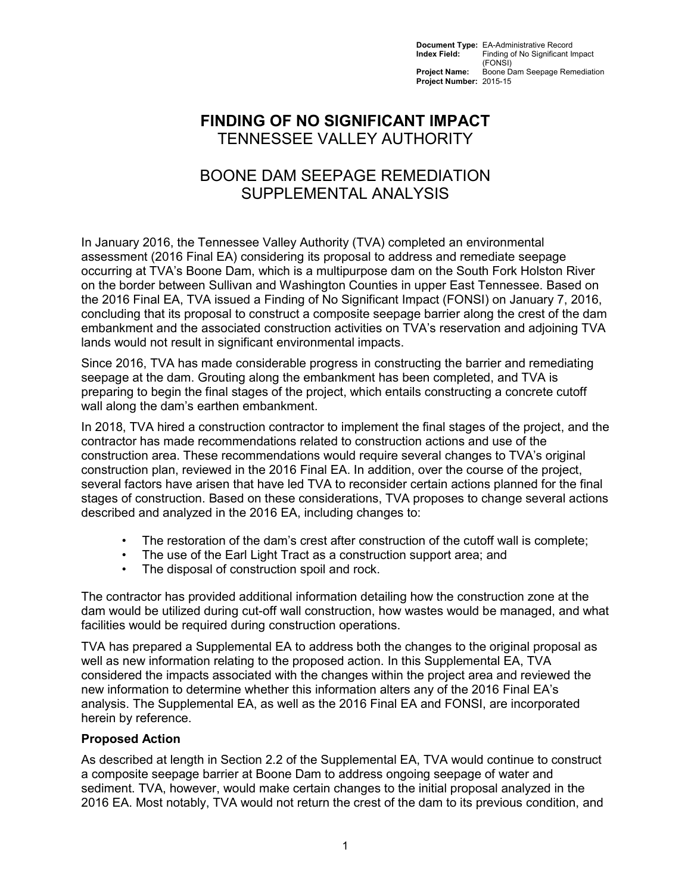**Document Type:** EA-Administrative Record
**Index Field:** Finding of No Significant Impact (FONSI)
**Project Name:** Boone Dam Seepage Remediation
**Project Number:** 2015-15

# FINDING OF NO SIGNIFICANT IMPACT
## TENNESSEE VALLEY AUTHORITY

## BOONE DAM SEEPAGE REMEDIATION SUPPLEMENTAL ANALYSIS

In January 2016, the Tennessee Valley Authority (TVA) completed an environmental assessment (2016 Final EA) considering its proposal to address and remediate seepage occurring at TVA's Boone Dam, which is a multipurpose dam on the South Fork Holston River on the border between Sullivan and Washington Counties in upper East Tennessee. Based on the 2016 Final EA, TVA issued a Finding of No Significant Impact (FONSI) on January 7, 2016, concluding that its proposal to construct a composite seepage barrier along the crest of the dam embankment and the associated construction activities on TVA's reservation and adjoining TVA lands would not result in significant environmental impacts.

Since 2016, TVA has made considerable progress in constructing the barrier and remediating seepage at the dam. Grouting along the embankment has been completed, and TVA is preparing to begin the final stages of the project, which entails constructing a concrete cutoff wall along the dam's earthen embankment.

In 2018, TVA hired a construction contractor to implement the final stages of the project, and the contractor has made recommendations related to construction actions and use of the construction area. These recommendations would require several changes to TVA's original construction plan, reviewed in the 2016 Final EA. In addition, over the course of the project, several factors have arisen that have led TVA to reconsider certain actions planned for the final stages of construction. Based on these considerations, TVA proposes to change several actions described and analyzed in the 2016 EA, including changes to:

- The restoration of the dam's crest after construction of the cutoff wall is complete;
- The use of the Earl Light Tract as a construction support area; and
- The disposal of construction spoil and rock.

The contractor has provided additional information detailing how the construction zone at the dam would be utilized during cut-off wall construction, how wastes would be managed, and what facilities would be required during construction operations.

TVA has prepared a Supplemental EA to address both the changes to the original proposal as well as new information relating to the proposed action. In this Supplemental EA, TVA considered the impacts associated with the changes within the project area and reviewed the new information to determine whether this information alters any of the 2016 Final EA's analysis. The Supplemental EA, as well as the 2016 Final EA and FONSI, are incorporated herein by reference.

### Proposed Action

As described at length in Section 2.2 of the Supplemental EA, TVA would continue to construct a composite seepage barrier at Boone Dam to address ongoing seepage of water and sediment. TVA, however, would make certain changes to the initial proposal analyzed in the 2016 EA. Most notably, TVA would not return the crest of the dam to its previous condition, and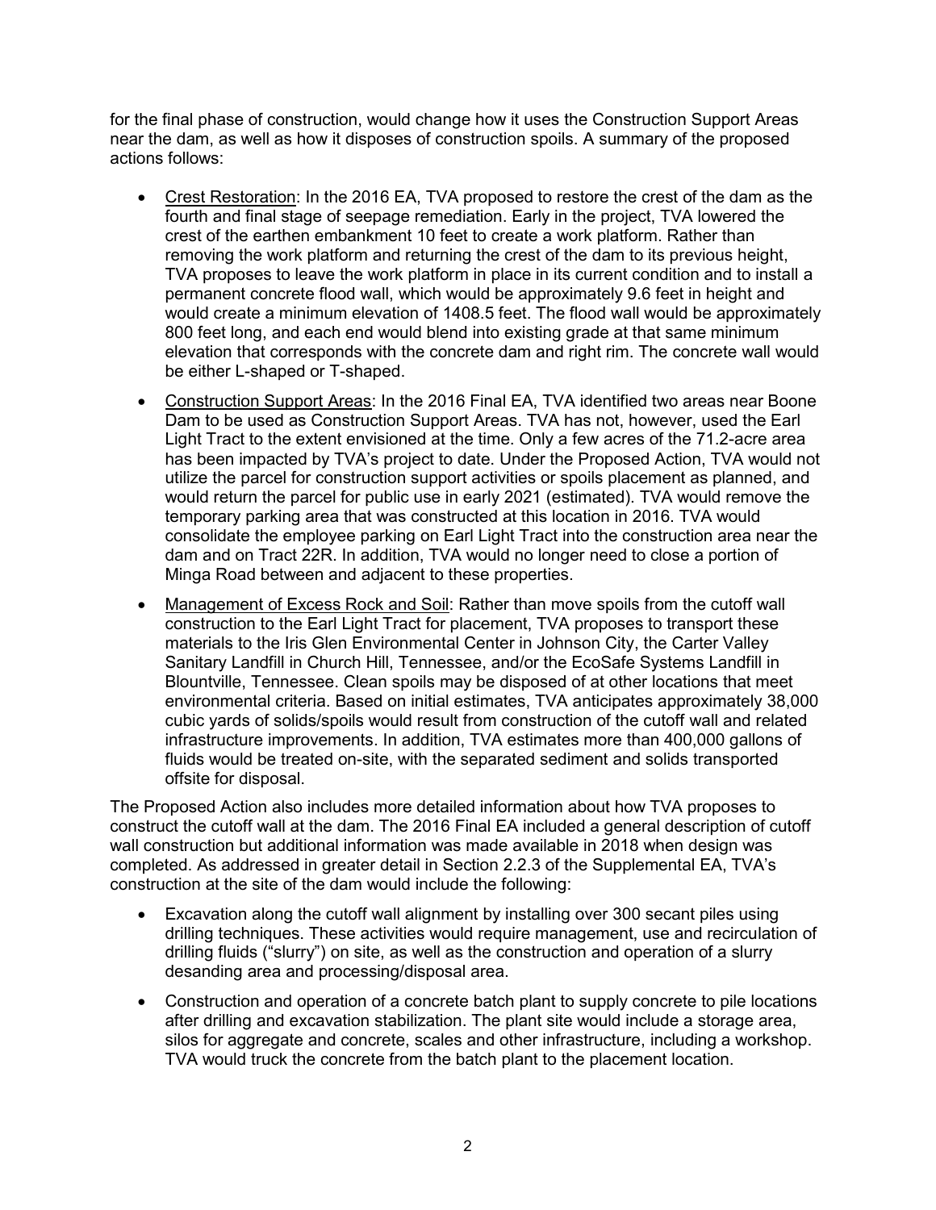for the final phase of construction, would change how it uses the Construction Support Areas near the dam, as well as how it disposes of construction spoils. A summary of the proposed actions follows:

- <u>Crest Restoration</u>: In the 2016 EA, TVA proposed to restore the crest of the dam as the fourth and final stage of seepage remediation. Early in the project, TVA lowered the crest of the earthen embankment 10 feet to create a work platform. Rather than removing the work platform and returning the crest of the dam to its previous height, TVA proposes to leave the work platform in place in its current condition and to install a permanent concrete flood wall, which would be approximately 9.6 feet in height and would create a minimum elevation of 1408.5 feet. The flood wall would be approximately 800 feet long, and each end would blend into existing grade at that same minimum elevation that corresponds with the concrete dam and right rim. The concrete wall would be either L-shaped or T-shaped.
- <u>Construction Support Areas</u>: In the 2016 Final EA, TVA identified two areas near Boone Dam to be used as Construction Support Areas. TVA has not, however, used the Earl Light Tract to the extent envisioned at the time. Only a few acres of the 71.2-acre area has been impacted by TVA's project to date. Under the Proposed Action, TVA would not utilize the parcel for construction support activities or spoils placement as planned, and would return the parcel for public use in early 2021 (estimated). TVA would remove the temporary parking area that was constructed at this location in 2016. TVA would consolidate the employee parking on Earl Light Tract into the construction area near the dam and on Tract 22R. In addition, TVA would no longer need to close a portion of Minga Road between and adjacent to these properties.
- <u>Management of Excess Rock and Soil</u>: Rather than move spoils from the cutoff wall construction to the Earl Light Tract for placement, TVA proposes to transport these materials to the Iris Glen Environmental Center in Johnson City, the Carter Valley Sanitary Landfill in Church Hill, Tennessee, and/or the EcoSafe Systems Landfill in Blountville, Tennessee. Clean spoils may be disposed of at other locations that meet environmental criteria. Based on initial estimates, TVA anticipates approximately 38,000 cubic yards of solids/spoils would result from construction of the cutoff wall and related infrastructure improvements. In addition, TVA estimates more than 400,000 gallons of fluids would be treated on-site, with the separated sediment and solids transported offsite for disposal.

The Proposed Action also includes more detailed information about how TVA proposes to construct the cutoff wall at the dam. The 2016 Final EA included a general description of cutoff wall construction but additional information was made available in 2018 when design was completed. As addressed in greater detail in Section 2.2.3 of the Supplemental EA, TVA's construction at the site of the dam would include the following:

- Excavation along the cutoff wall alignment by installing over 300 secant piles using drilling techniques. These activities would require management, use and recirculation of drilling fluids ("slurry") on site, as well as the construction and operation of a slurry desanding area and processing/disposal area.
- Construction and operation of a concrete batch plant to supply concrete to pile locations after drilling and excavation stabilization. The plant site would include a storage area, silos for aggregate and concrete, scales and other infrastructure, including a workshop. TVA would truck the concrete from the batch plant to the placement location.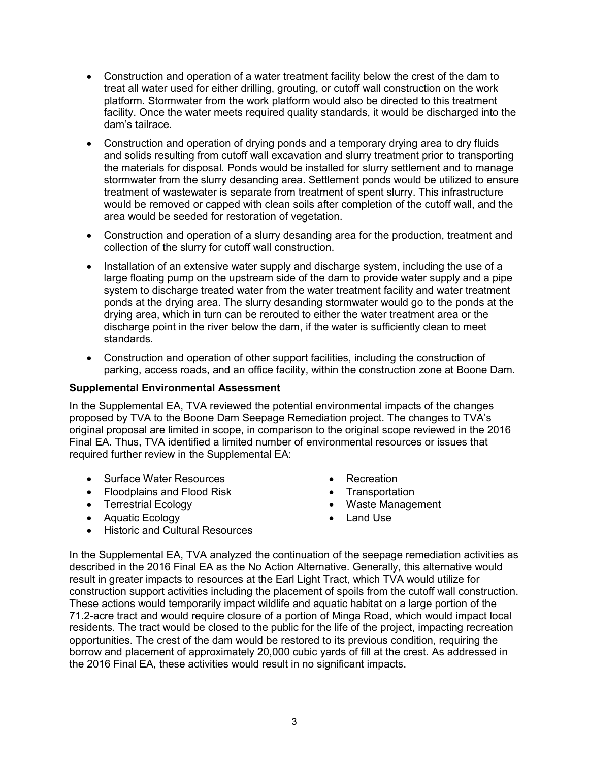- Construction and operation of a water treatment facility below the crest of the dam to treat all water used for either drilling, grouting, or cutoff wall construction on the work platform. Stormwater from the work platform would also be directed to this treatment facility. Once the water meets required quality standards, it would be discharged into the dam's tailrace.
- Construction and operation of drying ponds and a temporary drying area to dry fluids and solids resulting from cutoff wall excavation and slurry treatment prior to transporting the materials for disposal. Ponds would be installed for slurry settlement and to manage stormwater from the slurry desanding area. Settlement ponds would be utilized to ensure treatment of wastewater is separate from treatment of spent slurry. This infrastructure would be removed or capped with clean soils after completion of the cutoff wall, and the area would be seeded for restoration of vegetation.
- Construction and operation of a slurry desanding area for the production, treatment and collection of the slurry for cutoff wall construction.
- Installation of an extensive water supply and discharge system, including the use of a large floating pump on the upstream side of the dam to provide water supply and a pipe system to discharge treated water from the water treatment facility and water treatment ponds at the drying area. The slurry desanding stormwater would go to the ponds at the drying area, which in turn can be rerouted to either the water treatment area or the discharge point in the river below the dam, if the water is sufficiently clean to meet standards.
- Construction and operation of other support facilities, including the construction of parking, access roads, and an office facility, within the construction zone at Boone Dam.

**Supplemental Environmental Assessment**

In the Supplemental EA, TVA reviewed the potential environmental impacts of the changes proposed by TVA to the Boone Dam Seepage Remediation project. The changes to TVA's original proposal are limited in scope, in comparison to the original scope reviewed in the 2016 Final EA. Thus, TVA identified a limited number of environmental resources or issues that required further review in the Supplemental EA:

- Surface Water Resources
- Floodplains and Flood Risk
- Terrestrial Ecology
- Aquatic Ecology
- Historic and Cultural Resources
- Recreation
- Transportation
- Waste Management
- Land Use

In the Supplemental EA, TVA analyzed the continuation of the seepage remediation activities as described in the 2016 Final EA as the No Action Alternative. Generally, this alternative would result in greater impacts to resources at the Earl Light Tract, which TVA would utilize for construction support activities including the placement of spoils from the cutoff wall construction. These actions would temporarily impact wildlife and aquatic habitat on a large portion of the 71.2-acre tract and would require closure of a portion of Minga Road, which would impact local residents. The tract would be closed to the public for the life of the project, impacting recreation opportunities. The crest of the dam would be restored to its previous condition, requiring the borrow and placement of approximately 20,000 cubic yards of fill at the crest. As addressed in the 2016 Final EA, these activities would result in no significant impacts.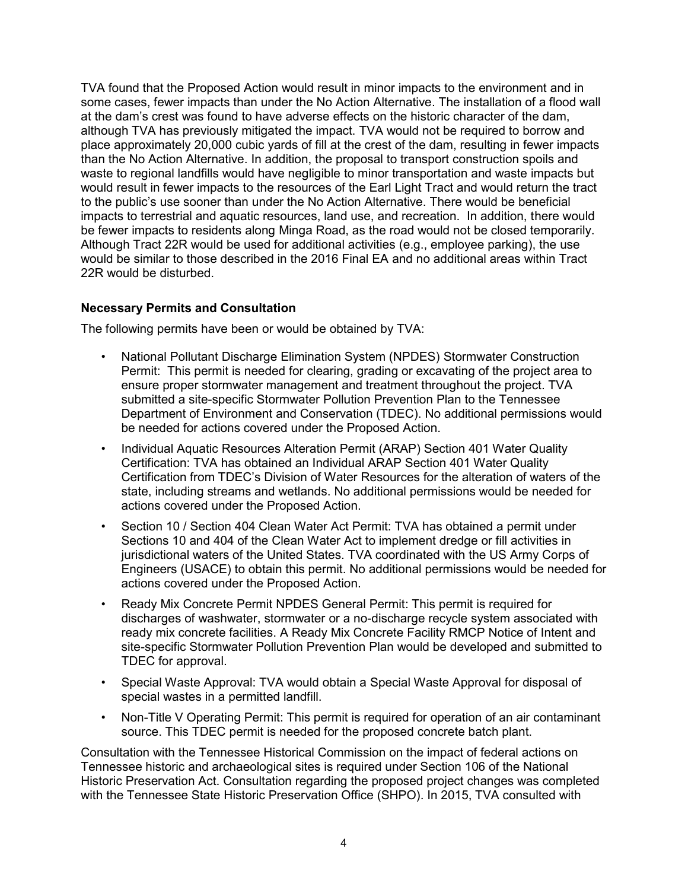TVA found that the Proposed Action would result in minor impacts to the environment and in some cases, fewer impacts than under the No Action Alternative. The installation of a flood wall at the dam's crest was found to have adverse effects on the historic character of the dam, although TVA has previously mitigated the impact. TVA would not be required to borrow and place approximately 20,000 cubic yards of fill at the crest of the dam, resulting in fewer impacts than the No Action Alternative. In addition, the proposal to transport construction spoils and waste to regional landfills would have negligible to minor transportation and waste impacts but would result in fewer impacts to the resources of the Earl Light Tract and would return the tract to the public's use sooner than under the No Action Alternative. There would be beneficial impacts to terrestrial and aquatic resources, land use, and recreation. In addition, there would be fewer impacts to residents along Minga Road, as the road would not be closed temporarily. Although Tract 22R would be used for additional activities (e.g., employee parking), the use would be similar to those described in the 2016 Final EA and no additional areas within Tract 22R would be disturbed.

### Necessary Permits and Consultation

The following permits have been or would be obtained by TVA:

- National Pollutant Discharge Elimination System (NPDES) Stormwater Construction Permit: This permit is needed for clearing, grading or excavating of the project area to ensure proper stormwater management and treatment throughout the project. TVA submitted a site-specific Stormwater Pollution Prevention Plan to the Tennessee Department of Environment and Conservation (TDEC). No additional permissions would be needed for actions covered under the Proposed Action.
- Individual Aquatic Resources Alteration Permit (ARAP) Section 401 Water Quality Certification: TVA has obtained an Individual ARAP Section 401 Water Quality Certification from TDEC's Division of Water Resources for the alteration of waters of the state, including streams and wetlands. No additional permissions would be needed for actions covered under the Proposed Action.
- Section 10 / Section 404 Clean Water Act Permit: TVA has obtained a permit under Sections 10 and 404 of the Clean Water Act to implement dredge or fill activities in jurisdictional waters of the United States. TVA coordinated with the US Army Corps of Engineers (USACE) to obtain this permit. No additional permissions would be needed for actions covered under the Proposed Action.
- Ready Mix Concrete Permit NPDES General Permit: This permit is required for discharges of washwater, stormwater or a no-discharge recycle system associated with ready mix concrete facilities. A Ready Mix Concrete Facility RMCP Notice of Intent and site-specific Stormwater Pollution Prevention Plan would be developed and submitted to TDEC for approval.
- Special Waste Approval: TVA would obtain a Special Waste Approval for disposal of special wastes in a permitted landfill.
- Non-Title V Operating Permit: This permit is required for operation of an air contaminant source. This TDEC permit is needed for the proposed concrete batch plant.

Consultation with the Tennessee Historical Commission on the impact of federal actions on Tennessee historic and archaeological sites is required under Section 106 of the National Historic Preservation Act. Consultation regarding the proposed project changes was completed with the Tennessee State Historic Preservation Office (SHPO). In 2015, TVA consulted with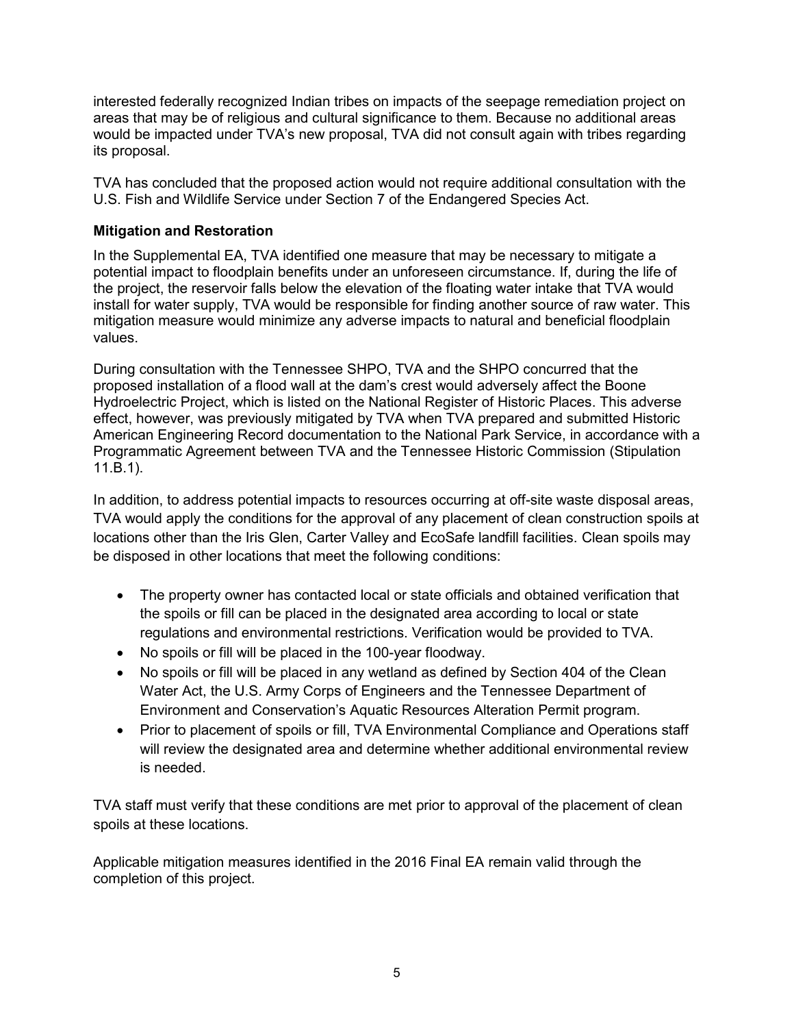interested federally recognized Indian tribes on impacts of the seepage remediation project on areas that may be of religious and cultural significance to them. Because no additional areas would be impacted under TVA's new proposal, TVA did not consult again with tribes regarding its proposal.

TVA has concluded that the proposed action would not require additional consultation with the U.S. Fish and Wildlife Service under Section 7 of the Endangered Species Act.

**Mitigation and Restoration**

In the Supplemental EA, TVA identified one measure that may be necessary to mitigate a potential impact to floodplain benefits under an unforeseen circumstance. If, during the life of the project, the reservoir falls below the elevation of the floating water intake that TVA would install for water supply, TVA would be responsible for finding another source of raw water. This mitigation measure would minimize any adverse impacts to natural and beneficial floodplain values.

During consultation with the Tennessee SHPO, TVA and the SHPO concurred that the proposed installation of a flood wall at the dam's crest would adversely affect the Boone Hydroelectric Project, which is listed on the National Register of Historic Places. This adverse effect, however, was previously mitigated by TVA when TVA prepared and submitted Historic American Engineering Record documentation to the National Park Service, in accordance with a Programmatic Agreement between TVA and the Tennessee Historic Commission (Stipulation 11.B.1).

In addition, to address potential impacts to resources occurring at off-site waste disposal areas, TVA would apply the conditions for the approval of any placement of clean construction spoils at locations other than the Iris Glen, Carter Valley and EcoSafe landfill facilities. Clean spoils may be disposed in other locations that meet the following conditions:

- The property owner has contacted local or state officials and obtained verification that the spoils or fill can be placed in the designated area according to local or state regulations and environmental restrictions. Verification would be provided to TVA.
- No spoils or fill will be placed in the 100-year floodway.
- No spoils or fill will be placed in any wetland as defined by Section 404 of the Clean Water Act, the U.S. Army Corps of Engineers and the Tennessee Department of Environment and Conservation's Aquatic Resources Alteration Permit program.
- Prior to placement of spoils or fill, TVA Environmental Compliance and Operations staff will review the designated area and determine whether additional environmental review is needed.

TVA staff must verify that these conditions are met prior to approval of the placement of clean spoils at these locations.

Applicable mitigation measures identified in the 2016 Final EA remain valid through the completion of this project.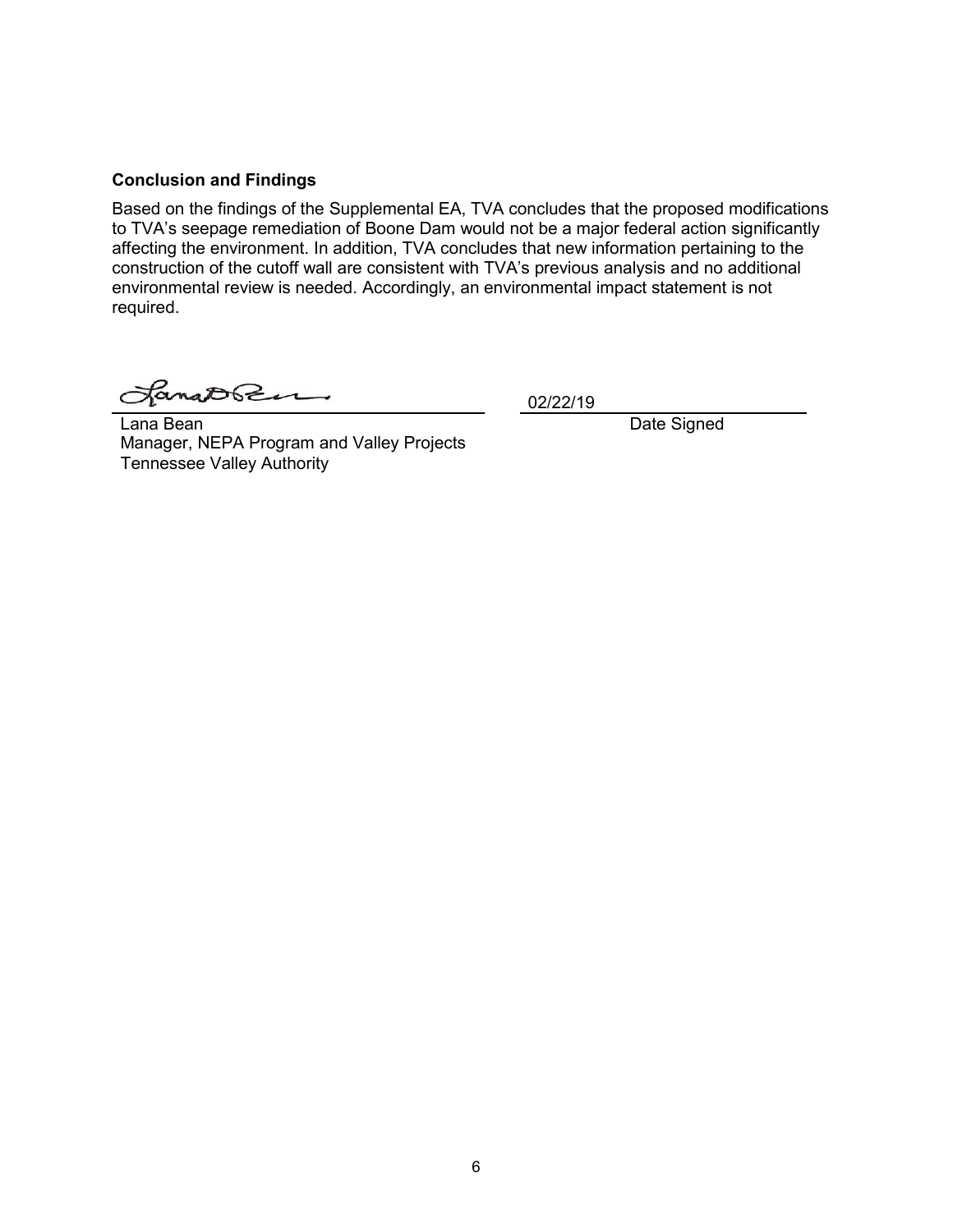**Conclusion and Findings**

Based on the findings of the Supplemental EA, TVA concludes that the proposed modifications to TVA's seepage remediation of Boone Dam would not be a major federal action significantly affecting the environment. In addition, TVA concludes that new information pertaining to the construction of the cutoff wall are consistent with TVA's previous analysis and no additional environmental review is needed. Accordingly, an environmental impact statement is not required.

02/22/19

Lana Bean
Manager, NEPA Program and Valley Projects
Tennessee Valley Authority

Date Signed